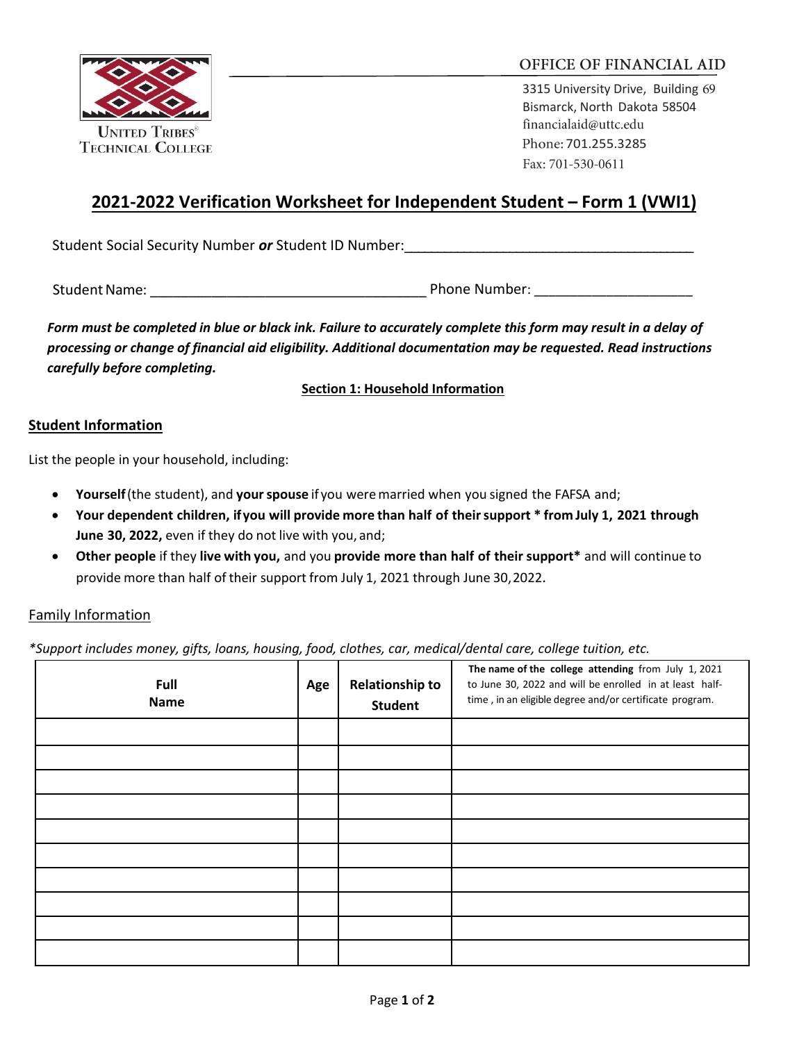UNITED TRIBES® TECHNICAL COLLEGE

OFFICE OF FINANCIAL AID

3315 University Drive, Building 69
Bismarck, North Dakota 58504
financialaid@uttc.edu
Phone: 701.255.3285
Fax: 701-530-0611

# 2021-2022 Verification Worksheet for Independent Student – Form 1 (VWI1)

Student Social Security Number ***or*** Student ID Number:_____________________________________

Student Name: ___________________________________ Phone Number: ____________________

***Form must be completed in blue or black ink. Failure to accurately complete this form may result in a delay of processing or change of financial aid eligibility. Additional documentation may be requested. Read instructions carefully before completing.***

## Section 1: Household Information

### Student Information

List the people in your household, including:

- **Yourself** (the student), and **your spouse** if you were married when you signed the FAFSA and;
- **Your dependent children, if you will provide more than half of their support * from July 1, 2021 through June 30, 2022,** even if they do not live with you, and;
- **Other people** if they **live with you,** and you **provide more than half of their support*** and will continue to provide more than half of their support from July 1, 2021 through June 30, 2022.

Family Information

*\*Support includes money, gifts, loans, housing, food, clothes, car, medical/dental care, college tuition, etc.*

| Full Name | Age | Relationship to Student | **The name of the college attending** from July 1, 2021 to June 30, 2022 and will be enrolled in at least half-time , in an eligible degree and/or certificate program. |
|---|---|---|---|
| | | | |
| | | | |
| | | | |
| | | | |
| | | | |
| | | | |
| | | | |
| | | | |
| | | | |
| | | | |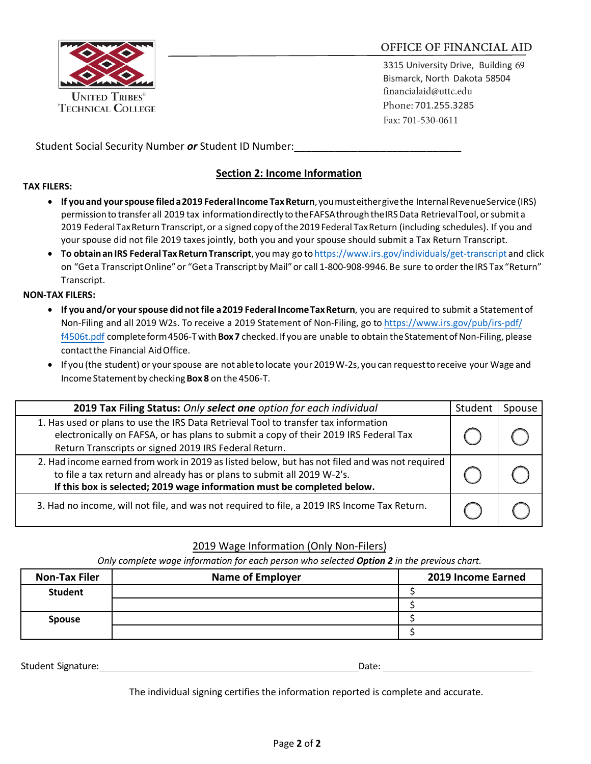UNITED TRIBES® TECHNICAL COLLEGE

OFFICE OF FINANCIAL AID

3315 University Drive, Building 69
Bismarck, North Dakota 58504
financialaid@uttc.edu
Phone: 701.255.3285
Fax: 701-530-0611

Student Social Security Number ***or*** Student ID Number:_____________________________

## Section 2: Income Information

**TAX FILERS:**

- **If you and your spouse filed a 2019 Federal Income Tax Return**, you must either give the Internal Revenue Service (IRS) permission to transfer all 2019 tax information directly to the FAFSA through the IRS Data Retrieval Tool, or submit a 2019 Federal Tax Return Transcript, or a signed copy of the 2019 Federal Tax Return (including schedules). If you and your spouse did not file 2019 taxes jointly, both you and your spouse should submit a Tax Return Transcript.
- **To obtain an IRS Federal Tax Return Transcript**, you may go to https://www.irs.gov/individuals/get-transcript and click on "Get a Transcript Online" or "Get a Transcript by Mail" or call 1-800-908-9946. Be sure to order the IRS Tax "Return" Transcript.

**NON-TAX FILERS:**

- **If you and/or your spouse did not file a 2019 Federal Income Tax Return**, you are required to submit a Statement of Non-Filing and all 2019 W2s. To receive a 2019 Statement of Non-Filing, go to https://www.irs.gov/pub/irs-pdf/f4506t.pdf complete form 4506-T with **Box 7** checked. If you are unable to obtain the Statement of Non-Filing, please contact the Financial Aid Office.
- If you (the student) or your spouse are not able to locate your 2019 W-2s, you can request to receive your Wage and Income Statement by checking **Box 8** on the 4506-T.

| **2019 Tax Filing Status:** *Only **select one** option for each individual* | Student | Spouse |
|---|---|---|
| 1. Has used or plans to use the IRS Data Retrieval Tool to transfer tax information electronically on FAFSA, or has plans to submit a copy of their 2019 IRS Federal Tax Return Transcripts or signed 2019 IRS Federal Return. | ◯ | ◯ |
| 2. Had income earned from work in 2019 as listed below, but has not filed and was not required to file a tax return and already has or plans to submit all 2019 W-2's. **If this box is selected; 2019 wage information must be completed below.** | ◯ | ◯ |
| 3. Had no income, will not file, and was not required to file, a 2019 IRS Income Tax Return. | ◯ | ◯ |

2019 Wage Information (Only Non-Filers)

*Only complete wage information for each person who selected **Option 2** in the previous chart.*

| Non-Tax Filer | Name of Employer | 2019 Income Earned |
|---|---|---|
| **Student** | | $ |
| | | $ |
| **Spouse** | | $ |
| | | $ |

Student Signature:_____________________________________________ Date: ___________________________

The individual signing certifies the information reported is complete and accurate.